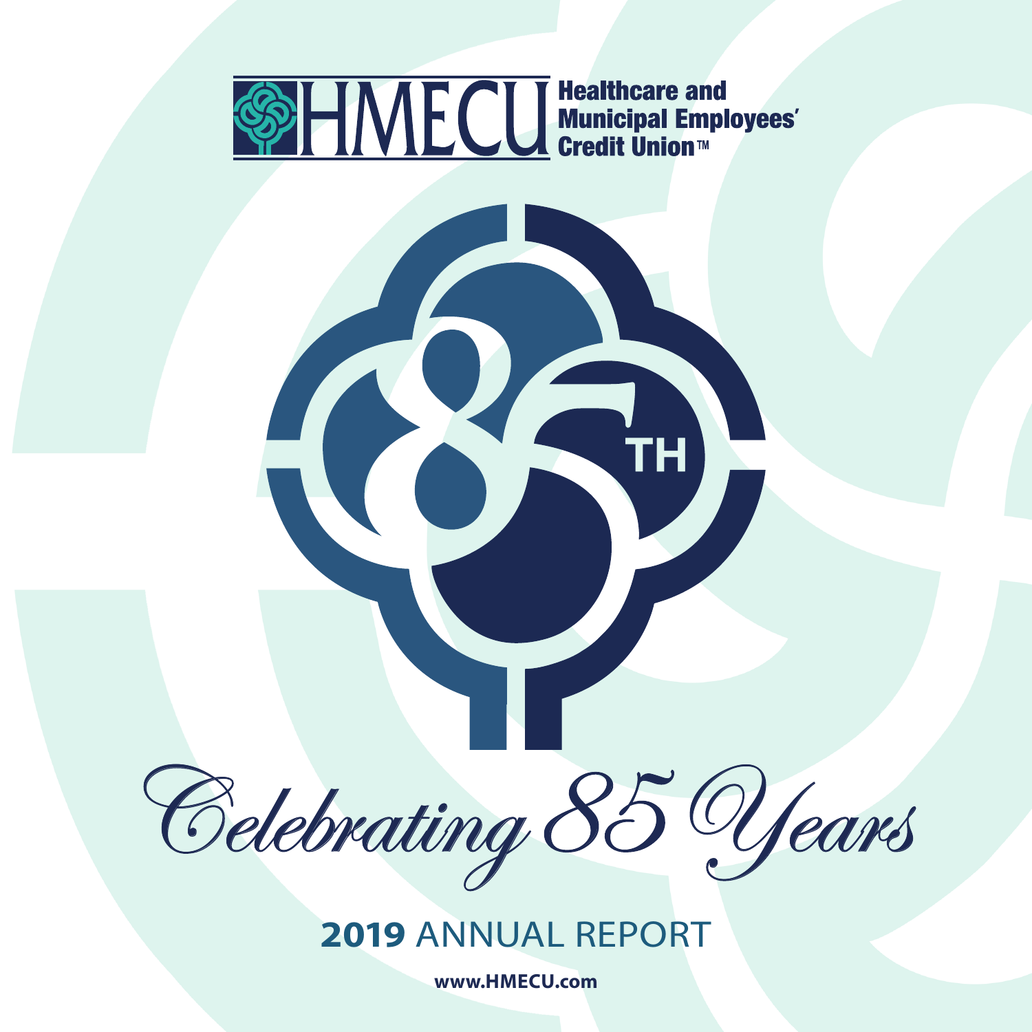HMECU Healthcare and Municipal Employees' Credit Union™

85TH

# Celebrating 85 Years

## 2019 ANNUAL REPORT

www.HMECU.com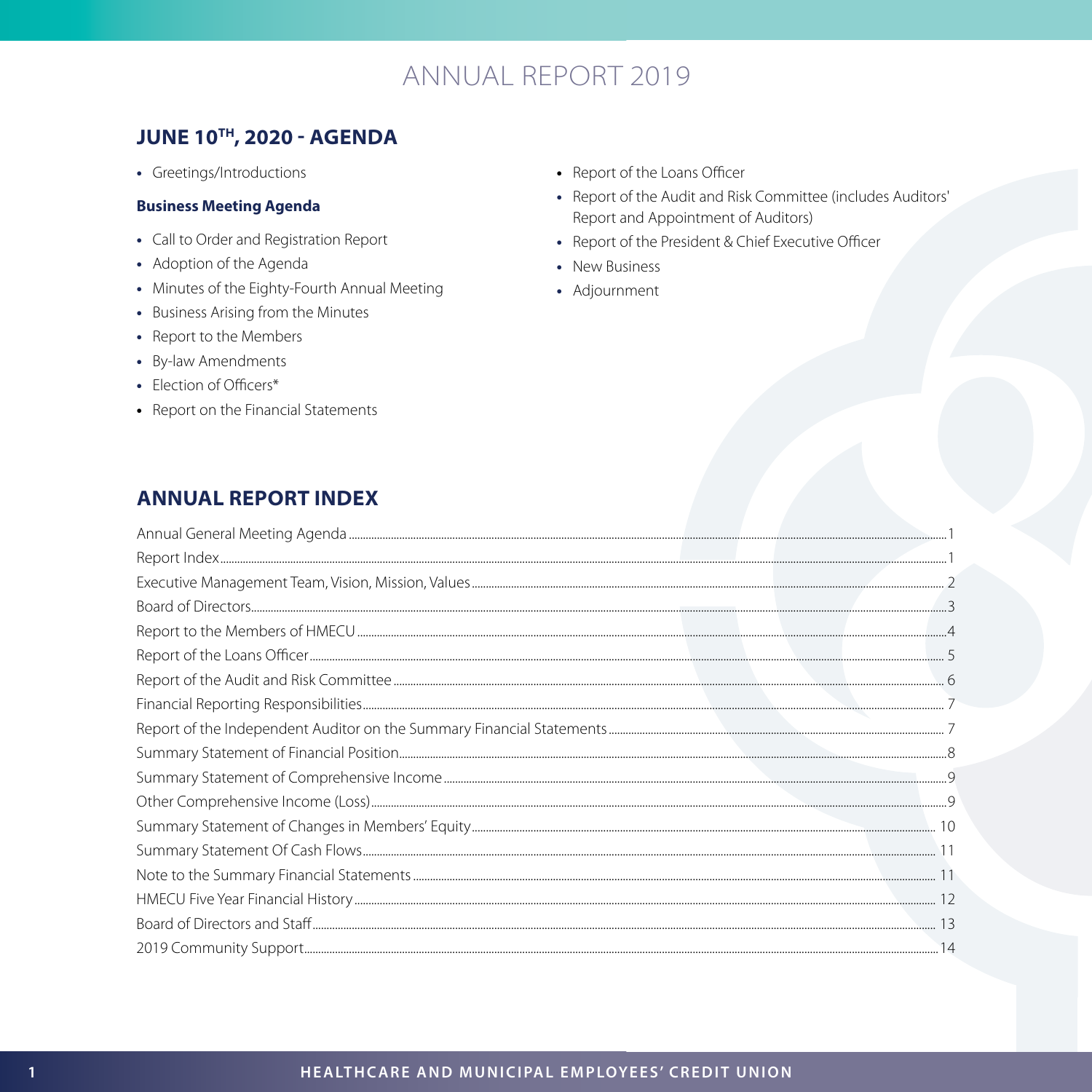# ANNUAL REPORT 2019

## JUNE 10TH, 2020 - AGENDA

- Greetings/Introductions

**Business Meeting Agenda**

- Call to Order and Registration Report
- Adoption of the Agenda
- Minutes of the Eighty-Fourth Annual Meeting
- Business Arising from the Minutes
- Report to the Members
- By-law Amendments
- Election of Officers*
- Report on the Financial Statements
- Report of the Loans Officer
- Report of the Audit and Risk Committee (includes Auditors' Report and Appointment of Auditors)
- Report of the President & Chief Executive Officer
- New Business
- Adjournment

## ANNUAL REPORT INDEX

| | |
|---|---|
| Annual General Meeting Agenda | 1 |
| Report Index | 1 |
| Executive Management Team, Vision, Mission, Values | 2 |
| Board of Directors | 3 |
| Report to the Members of HMECU | 4 |
| Report of the Loans Officer | 5 |
| Report of the Audit and Risk Committee | 6 |
| Financial Reporting Responsibilities | 7 |
| Report of the Independent Auditor on the Summary Financial Statements | 7 |
| Summary Statement of Financial Position | 8 |
| Summary Statement of Comprehensive Income | 9 |
| Other Comprehensive Income (Loss) | 9 |
| Summary Statement of Changes in Members' Equity | 10 |
| Summary Statement Of Cash Flows | 11 |
| Note to the Summary Financial Statements | 11 |
| HMECU Five Year Financial History | 12 |
| Board of Directors and Staff | 13 |
| 2019 Community Support | 14 |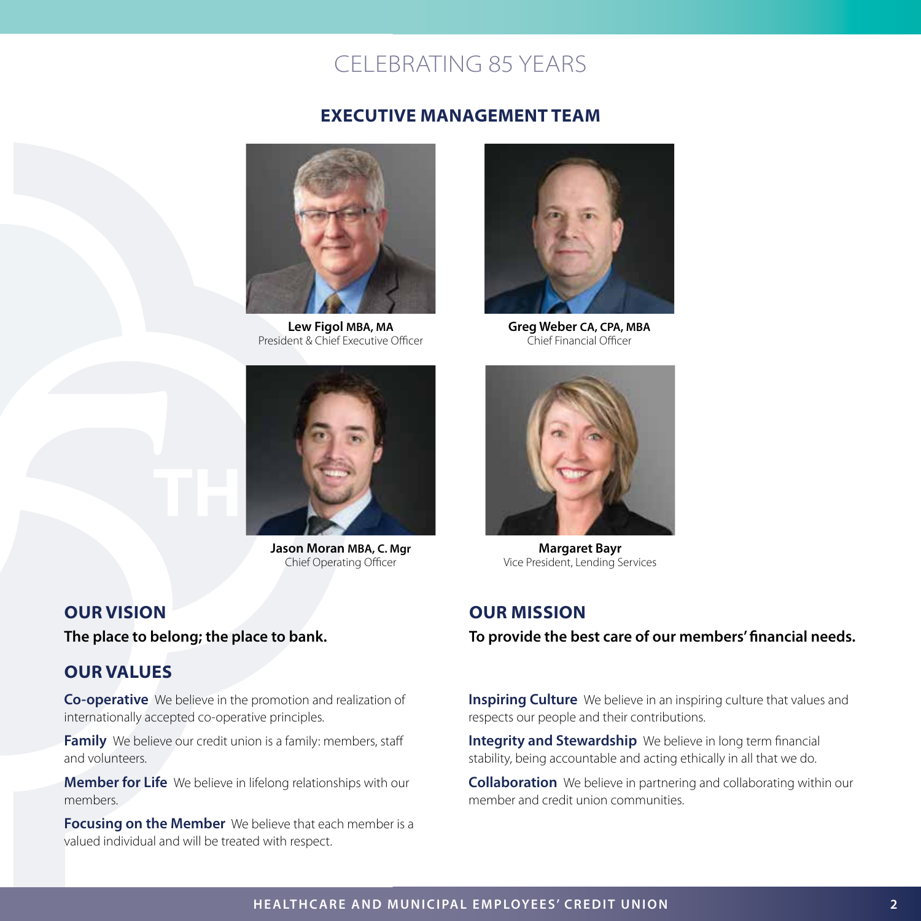# CELEBRATING 85 YEARS

## EXECUTIVE MANAGEMENT TEAM

**Lew Figol MBA, MA**
President & Chief Executive Officer

**Greg Weber CA, CPA, MBA**
Chief Financial Officer

**Jason Moran MBA, C. Mgr**
Chief Operating Officer

**Margaret Bayr**
Vice President, Lending Services

## OUR VISION

**The place to belong; the place to bank.**

## OUR MISSION

**To provide the best care of our members' financial needs.**

## OUR VALUES

**Co-operative** We believe in the promotion and realization of internationally accepted co-operative principles.

**Family** We believe our credit union is a family: members, staff and volunteers.

**Member for Life** We believe in lifelong relationships with our members.

**Focusing on the Member** We believe that each member is a valued individual and will be treated with respect.

**Inspiring Culture** We believe in an inspiring culture that values and respects our people and their contributions.

**Integrity and Stewardship** We believe in long term financial stability, being accountable and acting ethically in all that we do.

**Collaboration** We believe in partnering and collaborating within our member and credit union communities.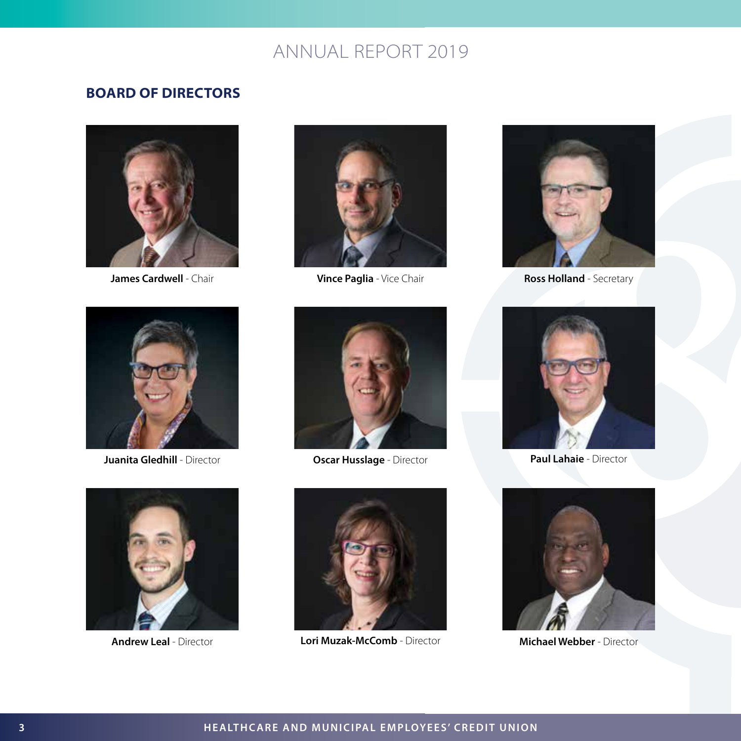# ANNUAL REPORT 2019

## BOARD OF DIRECTORS

**James Cardwell** - Chair

**Vince Paglia** - Vice Chair

**Ross Holland** - Secretary

**Juanita Gledhill** - Director

**Oscar Husslage** - Director

**Paul Lahaie** - Director

**Andrew Leal** - Director

**Lori Muzak-McComb** - Director

**Michael Webber** - Director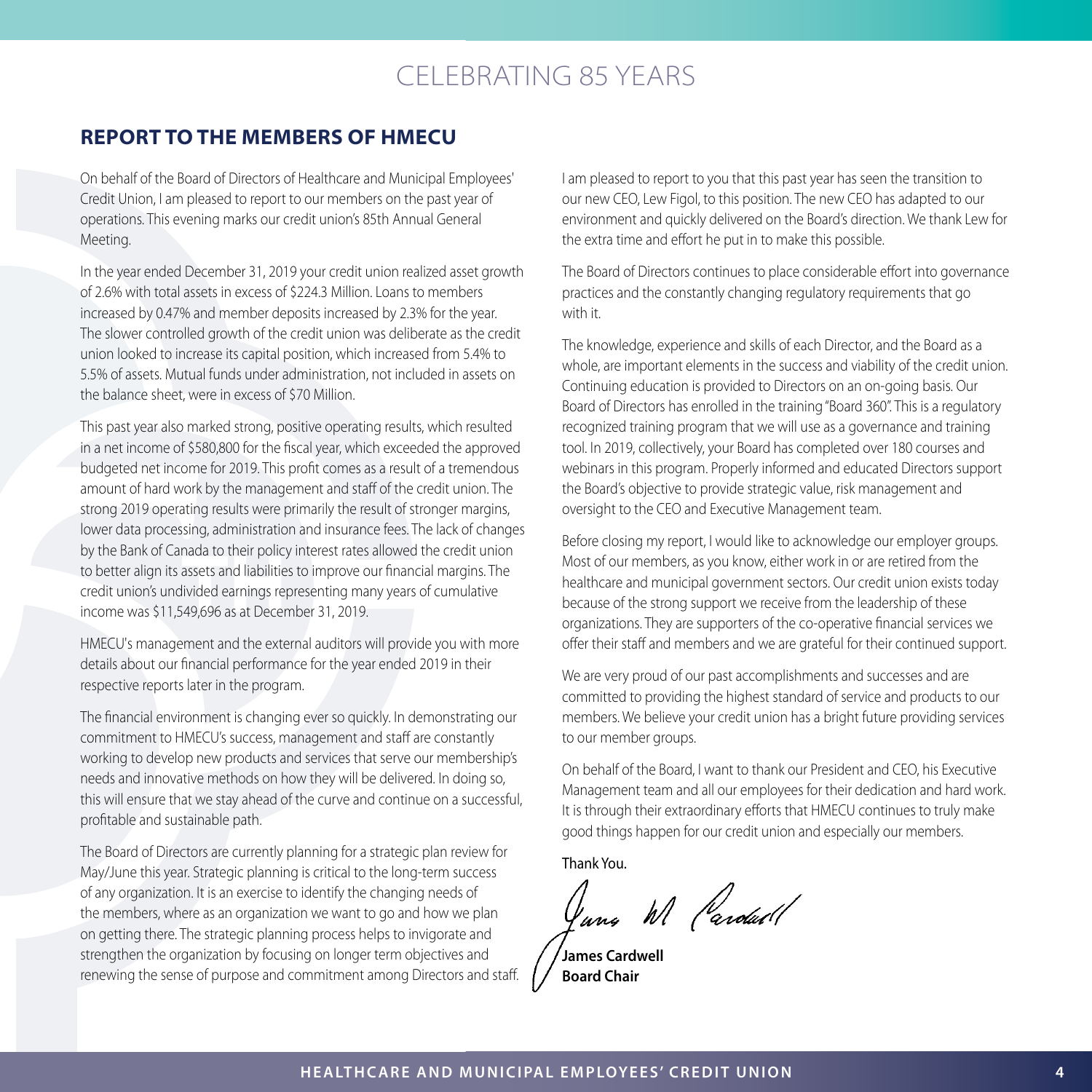# CELEBRATING 85 YEARS

## REPORT TO THE MEMBERS OF HMECU

On behalf of the Board of Directors of Healthcare and Municipal Employees' Credit Union, I am pleased to report to our members on the past year of operations. This evening marks our credit union's 85th Annual General Meeting.

In the year ended December 31, 2019 your credit union realized asset growth of 2.6% with total assets in excess of $224.3 Million. Loans to members increased by 0.47% and member deposits increased by 2.3% for the year. The slower controlled growth of the credit union was deliberate as the credit union looked to increase its capital position, which increased from 5.4% to 5.5% of assets. Mutual funds under administration, not included in assets on the balance sheet, were in excess of $70 Million.

This past year also marked strong, positive operating results, which resulted in a net income of $580,800 for the fiscal year, which exceeded the approved budgeted net income for 2019. This profit comes as a result of a tremendous amount of hard work by the management and staff of the credit union. The strong 2019 operating results were primarily the result of stronger margins, lower data processing, administration and insurance fees. The lack of changes by the Bank of Canada to their policy interest rates allowed the credit union to better align its assets and liabilities to improve our financial margins. The credit union's undivided earnings representing many years of cumulative income was $11,549,696 as at December 31, 2019.

HMECU's management and the external auditors will provide you with more details about our financial performance for the year ended 2019 in their respective reports later in the program.

The financial environment is changing ever so quickly. In demonstrating our commitment to HMECU's success, management and staff are constantly working to develop new products and services that serve our membership's needs and innovative methods on how they will be delivered. In doing so, this will ensure that we stay ahead of the curve and continue on a successful, profitable and sustainable path.

The Board of Directors are currently planning for a strategic plan review for May/June this year. Strategic planning is critical to the long-term success of any organization. It is an exercise to identify the changing needs of the members, where as an organization we want to go and how we plan on getting there. The strategic planning process helps to invigorate and strengthen the organization by focusing on longer term objectives and renewing the sense of purpose and commitment among Directors and staff.

I am pleased to report to you that this past year has seen the transition to our new CEO, Lew Figol, to this position. The new CEO has adapted to our environment and quickly delivered on the Board's direction. We thank Lew for the extra time and effort he put in to make this possible.

The Board of Directors continues to place considerable effort into governance practices and the constantly changing regulatory requirements that go with it.

The knowledge, experience and skills of each Director, and the Board as a whole, are important elements in the success and viability of the credit union. Continuing education is provided to Directors on an on-going basis. Our Board of Directors has enrolled in the training "Board 360". This is a regulatory recognized training program that we will use as a governance and training tool. In 2019, collectively, your Board has completed over 180 courses and webinars in this program. Properly informed and educated Directors support the Board's objective to provide strategic value, risk management and oversight to the CEO and Executive Management team.

Before closing my report, I would like to acknowledge our employer groups. Most of our members, as you know, either work in or are retired from the healthcare and municipal government sectors. Our credit union exists today because of the strong support we receive from the leadership of these organizations. They are supporters of the co-operative financial services we offer their staff and members and we are grateful for their continued support.

We are very proud of our past accomplishments and successes and are committed to providing the highest standard of service and products to our members. We believe your credit union has a bright future providing services to our member groups.

On behalf of the Board, I want to thank our President and CEO, his Executive Management team and all our employees for their dedication and hard work. It is through their extraordinary efforts that HMECU continues to truly make good things happen for our credit union and especially our members.

Thank You.

**James Cardwell**
**Board Chair**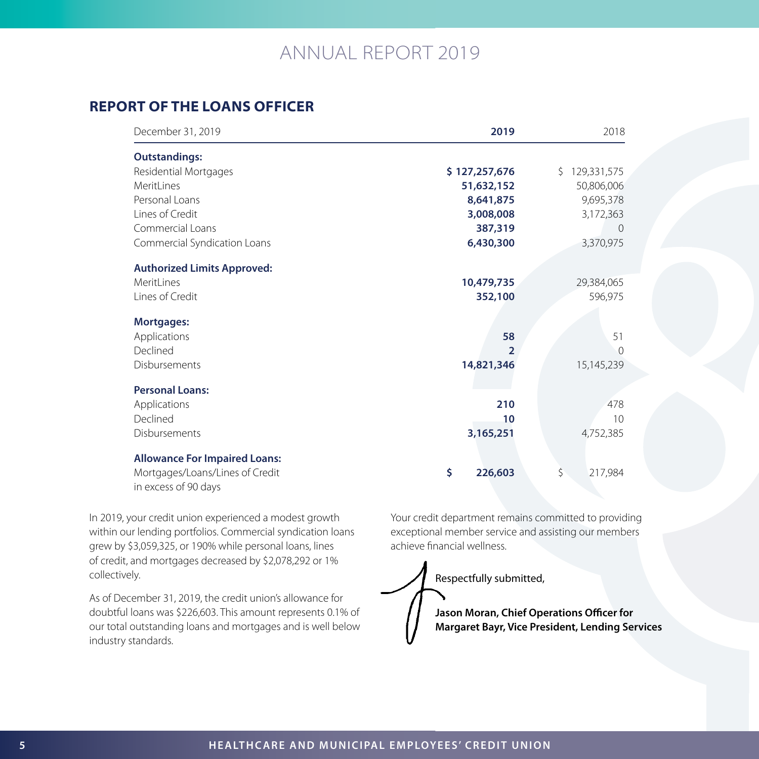## REPORT OF THE LOANS OFFICER

| December 31, 2019 | **2019** | 2018 |
|---|---|---|
| **Outstandings:** | | |
| Residential Mortgages | **$ 127,257,676** | $ 129,331,575 |
| MeritLines | **51,632,152** | 50,806,006 |
| Personal Loans | **8,641,875** | 9,695,378 |
| Lines of Credit | **3,008,008** | 3,172,363 |
| Commercial Loans | **387,319** | 0 |
| Commercial Syndication Loans | **6,430,300** | 3,370,975 |
| **Authorized Limits Approved:** | | |
| MeritLines | **10,479,735** | 29,384,065 |
| Lines of Credit | **352,100** | 596,975 |
| **Mortgages:** | | |
| Applications | **58** | 51 |
| Declined | **2** | 0 |
| Disbursements | **14,821,346** | 15,145,239 |
| **Personal Loans:** | | |
| Applications | **210** | 478 |
| Declined | **10** | 10 |
| Disbursements | **3,165,251** | 4,752,385 |
| **Allowance For Impaired Loans:** | | |
| Mortgages/Loans/Lines of Credit in excess of 90 days | **$ 226,603** | $ 217,984 |

In 2019, your credit union experienced a modest growth within our lending portfolios. Commercial syndication loans grew by $3,059,325, or 190% while personal loans, lines of credit, and mortgages decreased by $2,078,292 or 1% collectively.

As of December 31, 2019, the credit union's allowance for doubtful loans was $226,603. This amount represents 0.1% of our total outstanding loans and mortgages and is well below industry standards.

Your credit department remains committed to providing exceptional member service and assisting our members achieve financial wellness.

Respectfully submitted,

**Jason Moran, Chief Operations Officer for Margaret Bayr, Vice President, Lending Services**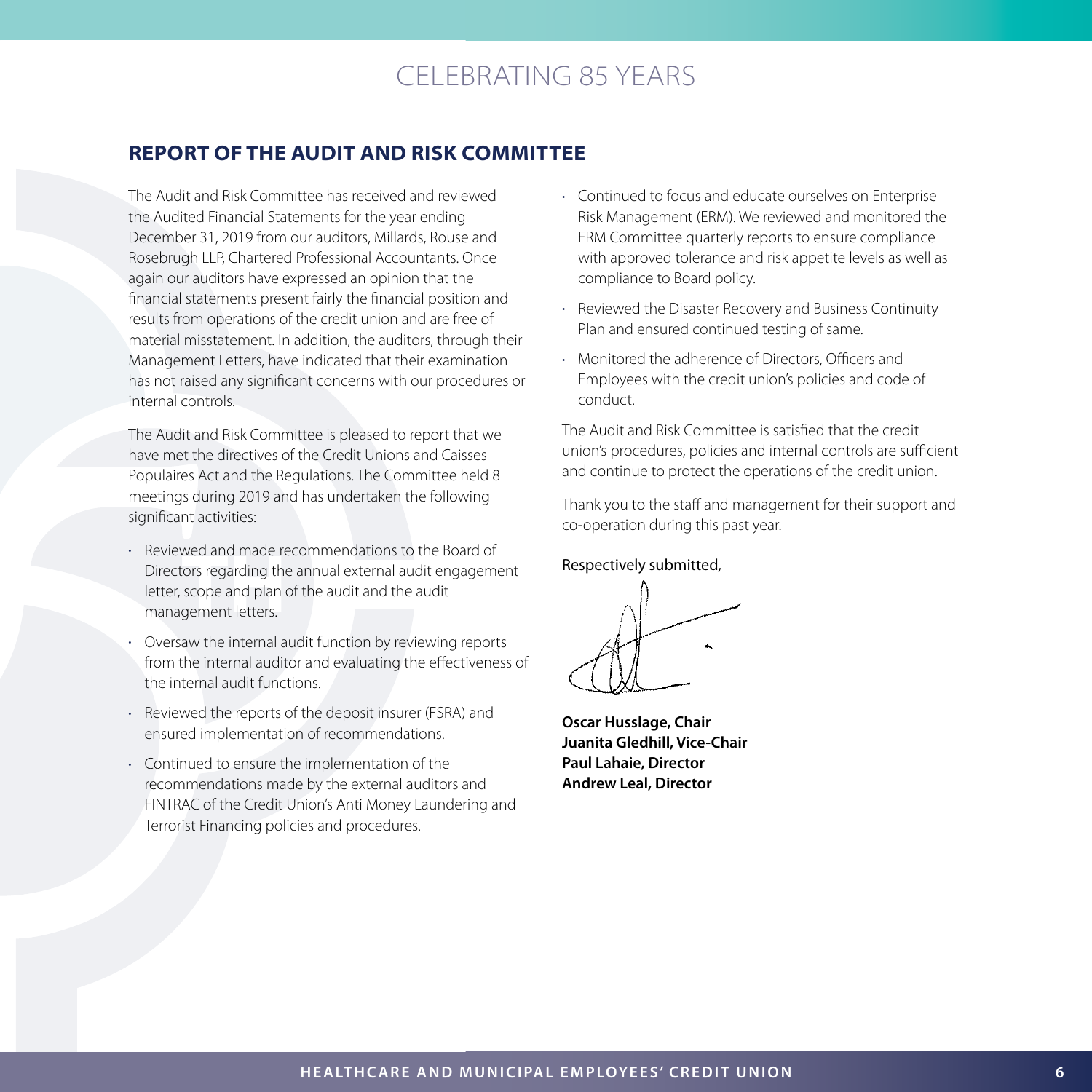## REPORT OF THE AUDIT AND RISK COMMITTEE

The Audit and Risk Committee has received and reviewed the Audited Financial Statements for the year ending December 31, 2019 from our auditors, Millards, Rouse and Rosebrugh LLP, Chartered Professional Accountants. Once again our auditors have expressed an opinion that the financial statements present fairly the financial position and results from operations of the credit union and are free of material misstatement. In addition, the auditors, through their Management Letters, have indicated that their examination has not raised any significant concerns with our procedures or internal controls.

The Audit and Risk Committee is pleased to report that we have met the directives of the Credit Unions and Caisses Populaires Act and the Regulations. The Committee held 8 meetings during 2019 and has undertaken the following significant activities:

- Reviewed and made recommendations to the Board of Directors regarding the annual external audit engagement letter, scope and plan of the audit and the audit management letters.
- Oversaw the internal audit function by reviewing reports from the internal auditor and evaluating the effectiveness of the internal audit functions.
- Reviewed the reports of the deposit insurer (FSRA) and ensured implementation of recommendations.
- Continued to ensure the implementation of the recommendations made by the external auditors and FINTRAC of the Credit Union's Anti Money Laundering and Terrorist Financing policies and procedures.
- Continued to focus and educate ourselves on Enterprise Risk Management (ERM). We reviewed and monitored the ERM Committee quarterly reports to ensure compliance with approved tolerance and risk appetite levels as well as compliance to Board policy.
- Reviewed the Disaster Recovery and Business Continuity Plan and ensured continued testing of same.
- Monitored the adherence of Directors, Officers and Employees with the credit union's policies and code of conduct.

The Audit and Risk Committee is satisfied that the credit union's procedures, policies and internal controls are sufficient and continue to protect the operations of the credit union.

Thank you to the staff and management for their support and co-operation during this past year.

Respectively submitted,

**Oscar Husslage, Chair**
**Juanita Gledhill, Vice-Chair**
**Paul Lahaie, Director**
**Andrew Leal, Director**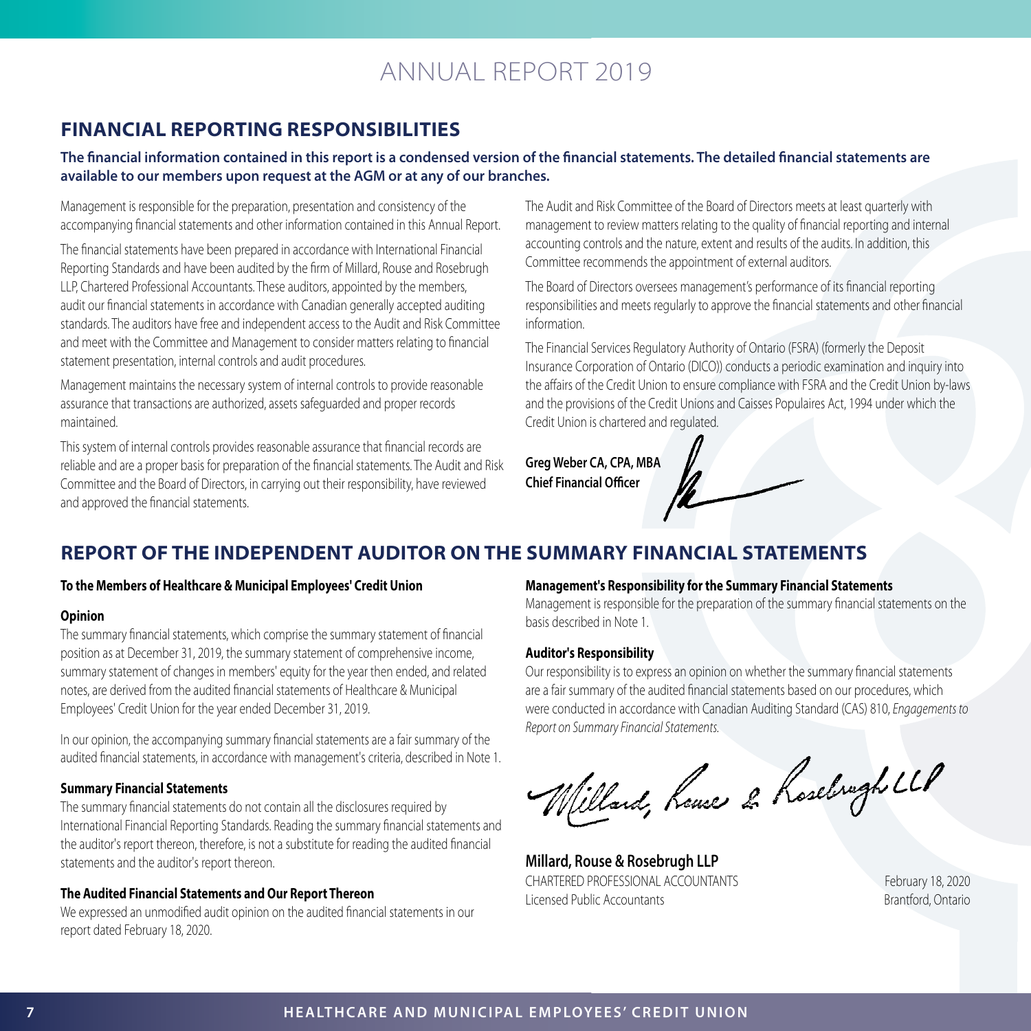## FINANCIAL REPORTING RESPONSIBILITIES

**The financial information contained in this report is a condensed version of the financial statements. The detailed financial statements are available to our members upon request at the AGM or at any of our branches.**

Management is responsible for the preparation, presentation and consistency of the accompanying financial statements and other information contained in this Annual Report.

The financial statements have been prepared in accordance with International Financial Reporting Standards and have been audited by the firm of Millard, Rouse and Rosebrugh LLP, Chartered Professional Accountants. These auditors, appointed by the members, audit our financial statements in accordance with Canadian generally accepted auditing standards. The auditors have free and independent access to the Audit and Risk Committee and meet with the Committee and Management to consider matters relating to financial statement presentation, internal controls and audit procedures.

Management maintains the necessary system of internal controls to provide reasonable assurance that transactions are authorized, assets safeguarded and proper records maintained.

This system of internal controls provides reasonable assurance that financial records are reliable and are a proper basis for preparation of the financial statements. The Audit and Risk Committee and the Board of Directors, in carrying out their responsibility, have reviewed and approved the financial statements.

The Audit and Risk Committee of the Board of Directors meets at least quarterly with management to review matters relating to the quality of financial reporting and internal accounting controls and the nature, extent and results of the audits. In addition, this Committee recommends the appointment of external auditors.

The Board of Directors oversees management's performance of its financial reporting responsibilities and meets regularly to approve the financial statements and other financial information.

The Financial Services Regulatory Authority of Ontario (FSRA) (formerly the Deposit Insurance Corporation of Ontario (DICO)) conducts a periodic examination and inquiry into the affairs of the Credit Union to ensure compliance with FSRA and the Credit Union by-laws and the provisions of the Credit Unions and Caisses Populaires Act, 1994 under which the Credit Union is chartered and regulated.

**Greg Weber CA, CPA, MBA**
**Chief Financial Officer**

## REPORT OF THE INDEPENDENT AUDITOR ON THE SUMMARY FINANCIAL STATEMENTS

**To the Members of Healthcare & Municipal Employees' Credit Union**

**Opinion**

The summary financial statements, which comprise the summary statement of financial position as at December 31, 2019, the summary statement of comprehensive income, summary statement of changes in members' equity for the year then ended, and related notes, are derived from the audited financial statements of Healthcare & Municipal Employees' Credit Union for the year ended December 31, 2019.

In our opinion, the accompanying summary financial statements are a fair summary of the audited financial statements, in accordance with management's criteria, described in Note 1.

**Summary Financial Statements**

The summary financial statements do not contain all the disclosures required by International Financial Reporting Standards. Reading the summary financial statements and the auditor's report thereon, therefore, is not a substitute for reading the audited financial statements and the auditor's report thereon.

**The Audited Financial Statements and Our Report Thereon**

We expressed an unmodified audit opinion on the audited financial statements in our report dated February 18, 2020.

**Management's Responsibility for the Summary Financial Statements**

Management is responsible for the preparation of the summary financial statements on the basis described in Note 1.

**Auditor's Responsibility**

Our responsibility is to express an opinion on whether the summary financial statements are a fair summary of the audited financial statements based on our procedures, which were conducted in accordance with Canadian Auditing Standard (CAS) 810, *Engagements to Report on Summary Financial Statements.*

**Millard, Rouse & Rosebrugh LLP**
CHARTERED PROFESSIONAL ACCOUNTANTS
Licensed Public Accountants

February 18, 2020
Brantford, Ontario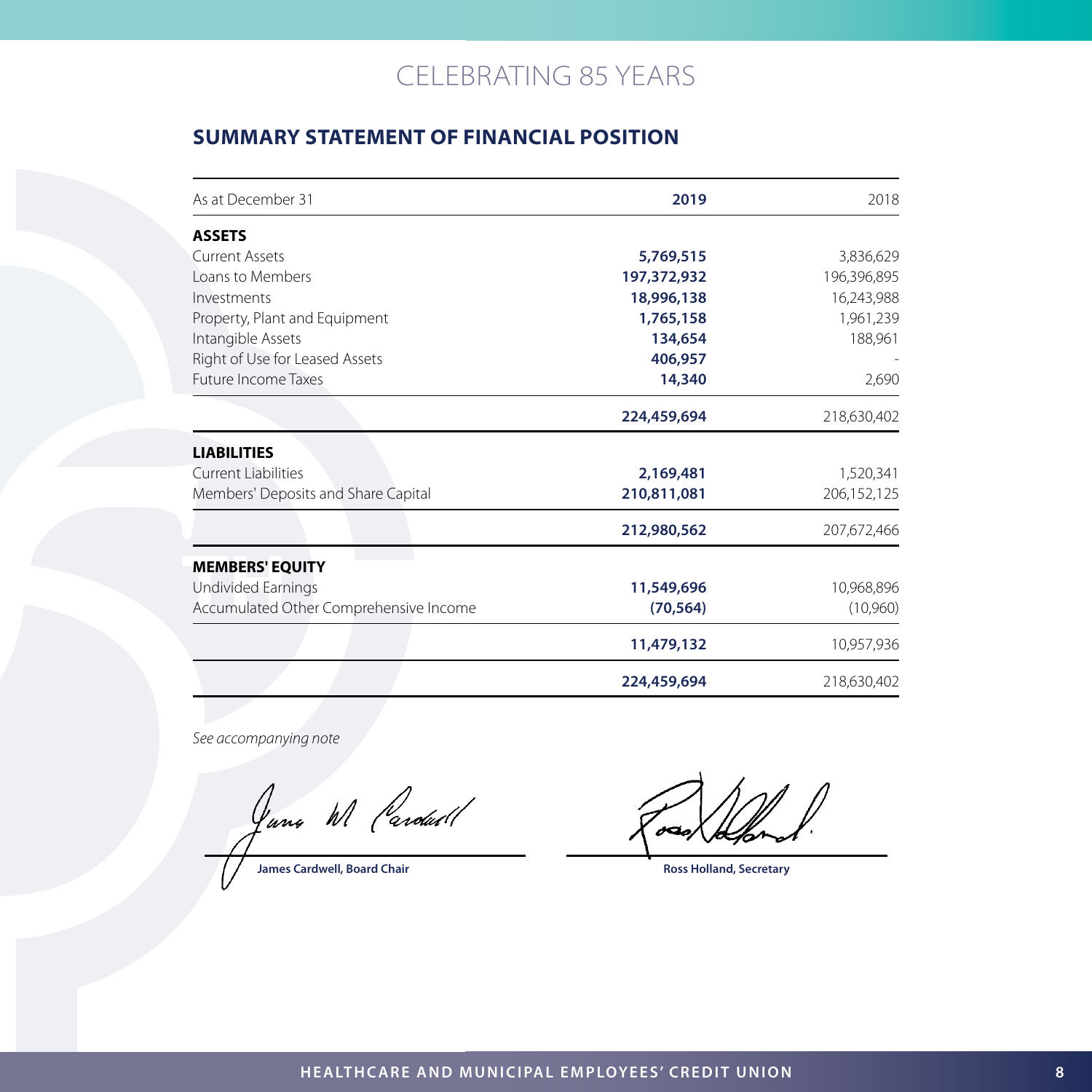CELEBRATING 85 YEARS

## SUMMARY STATEMENT OF FINANCIAL POSITION

| As at December 31 | **2019** | 2018 |
|---|---|---|
| **ASSETS** | | |
| Current Assets | **5,769,515** | 3,836,629 |
| Loans to Members | **197,372,932** | 196,396,895 |
| Investments | **18,996,138** | 16,243,988 |
| Property, Plant and Equipment | **1,765,158** | 1,961,239 |
| Intangible Assets | **134,654** | 188,961 |
| Right of Use for Leased Assets | **406,957** | - |
| Future Income Taxes | **14,340** | 2,690 |
| | **224,459,694** | 218,630,402 |
| **LIABILITIES** | | |
| Current Liabilities | **2,169,481** | 1,520,341 |
| Members' Deposits and Share Capital | **210,811,081** | 206,152,125 |
| | **212,980,562** | 207,672,466 |
| **MEMBERS' EQUITY** | | |
| Undivided Earnings | **11,549,696** | 10,968,896 |
| Accumulated Other Comprehensive Income | **(70,564)** | (10,960) |
| | **11,479,132** | 10,957,936 |
| | **224,459,694** | 218,630,402 |

*See accompanying note*

**James Cardwell, Board Chair**

**Ross Holland, Secretary**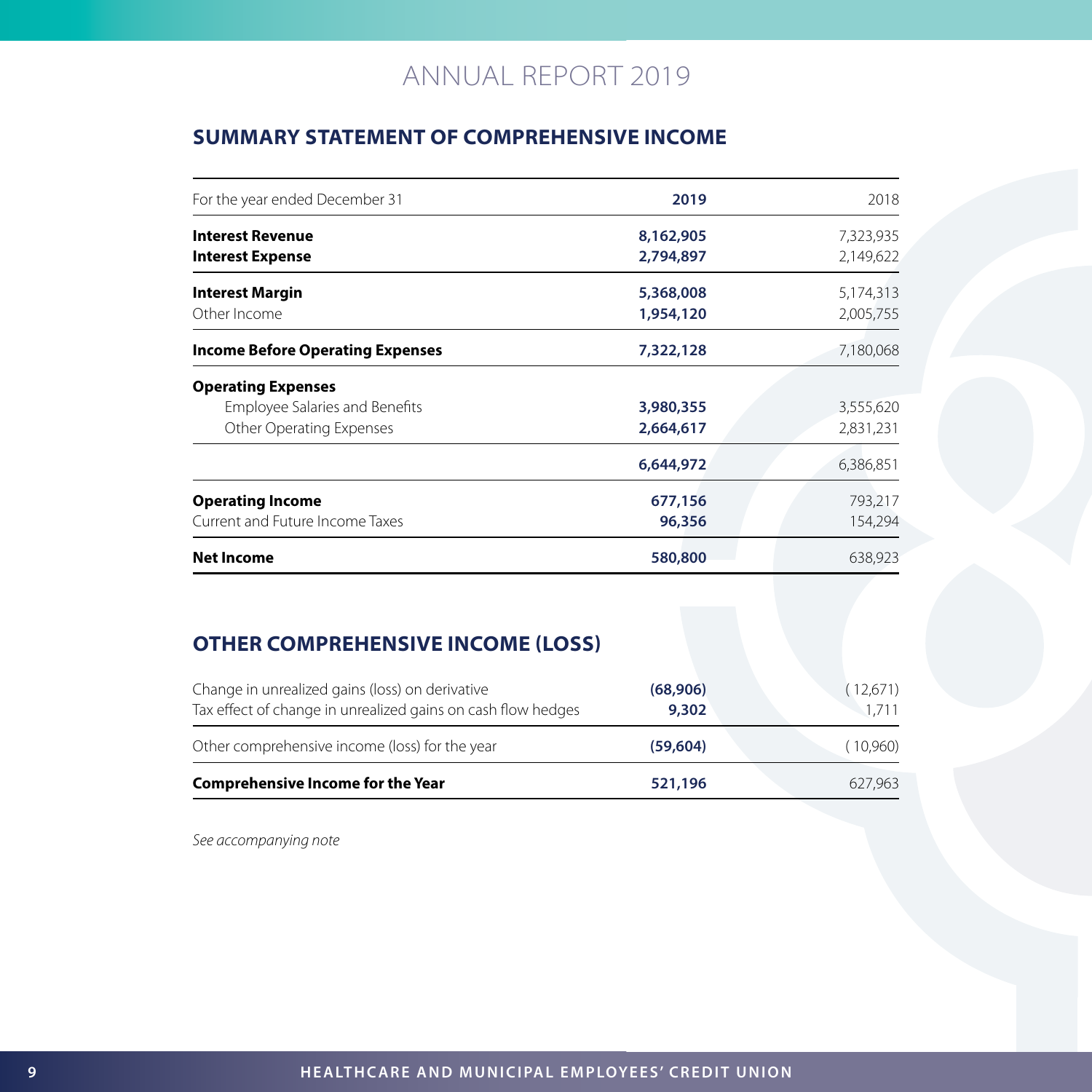## SUMMARY STATEMENT OF COMPREHENSIVE INCOME

| For the year ended December 31 | **2019** | 2018 |
|---|---|---|
| **Interest Revenue** | **8,162,905** | 7,323,935 |
| **Interest Expense** | **2,794,897** | 2,149,622 |
| **Interest Margin** | **5,368,008** | 5,174,313 |
| Other Income | **1,954,120** | 2,005,755 |
| **Income Before Operating Expenses** | **7,322,128** | 7,180,068 |
| **Operating Expenses** | | |
| Employee Salaries and Benefits | **3,980,355** | 3,555,620 |
| Other Operating Expenses | **2,664,617** | 2,831,231 |
| | **6,644,972** | 6,386,851 |
| **Operating Income** | **677,156** | 793,217 |
| Current and Future Income Taxes | **96,356** | 154,294 |
| **Net Income** | **580,800** | 638,923 |

## OTHER COMPREHENSIVE INCOME (LOSS)

| | **2019** | 2018 |
|---|---|---|
| Change in unrealized gains (loss) on derivative | **(68,906)** | ( 12,671) |
| Tax effect of change in unrealized gains on cash flow hedges | **9,302** | 1,711 |
| Other comprehensive income (loss) for the year | **(59,604)** | ( 10,960) |
| **Comprehensive Income for the Year** | **521,196** | 627,963 |

*See accompanying note*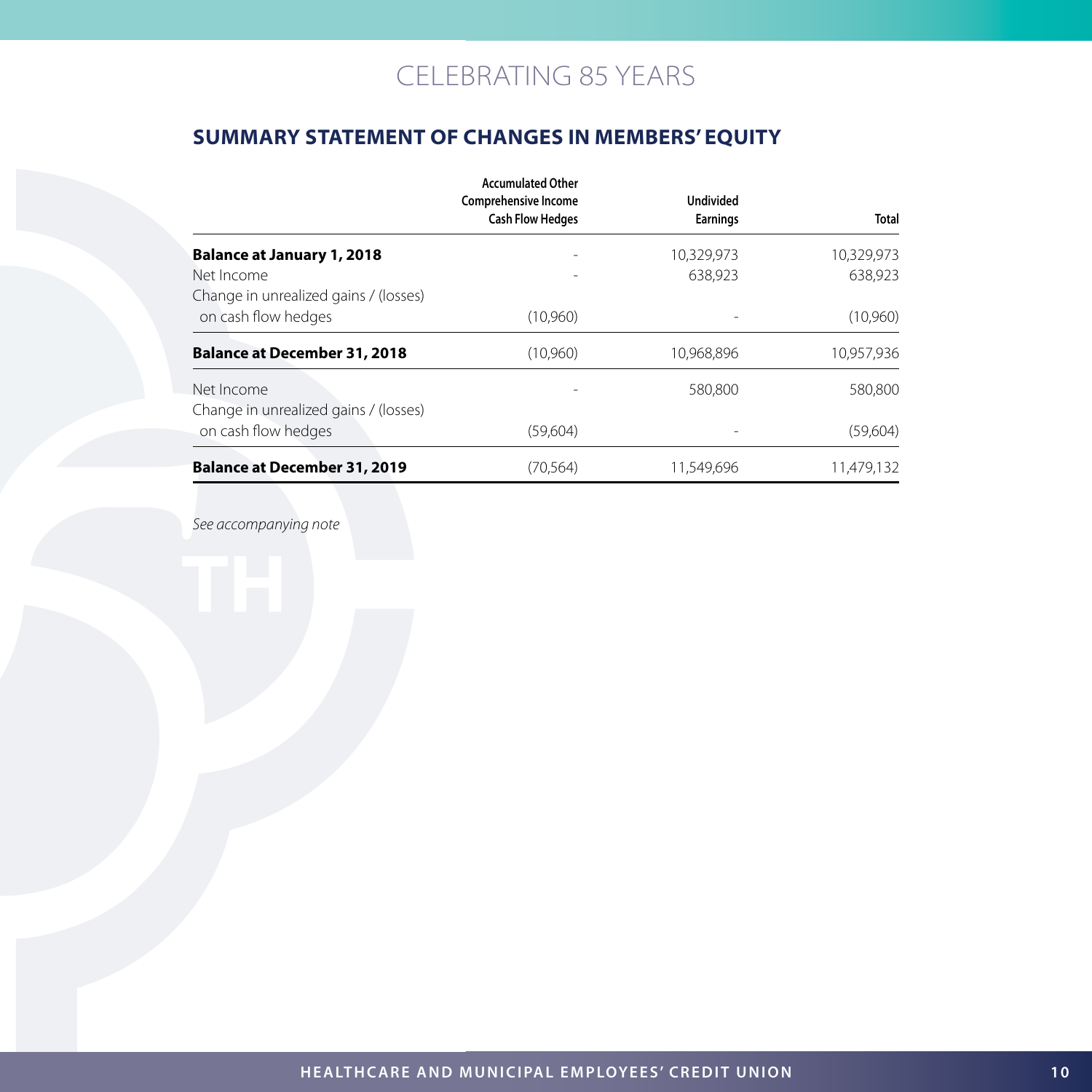## SUMMARY STATEMENT OF CHANGES IN MEMBERS' EQUITY

| | Accumulated Other Comprehensive Income Cash Flow Hedges | Undivided Earnings | Total |
|---|---|---|---|
| **Balance at January 1, 2018** | - | 10,329,973 | 10,329,973 |
| Net Income | - | 638,923 | 638,923 |
| Change in unrealized gains / (losses) on cash flow hedges | (10,960) | - | (10,960) |
| **Balance at December 31, 2018** | (10,960) | 10,968,896 | 10,957,936 |
| Net Income | - | 580,800 | 580,800 |
| Change in unrealized gains / (losses) on cash flow hedges | (59,604) | - | (59,604) |
| **Balance at December 31, 2019** | (70,564) | 11,549,696 | 11,479,132 |

*See accompanying note*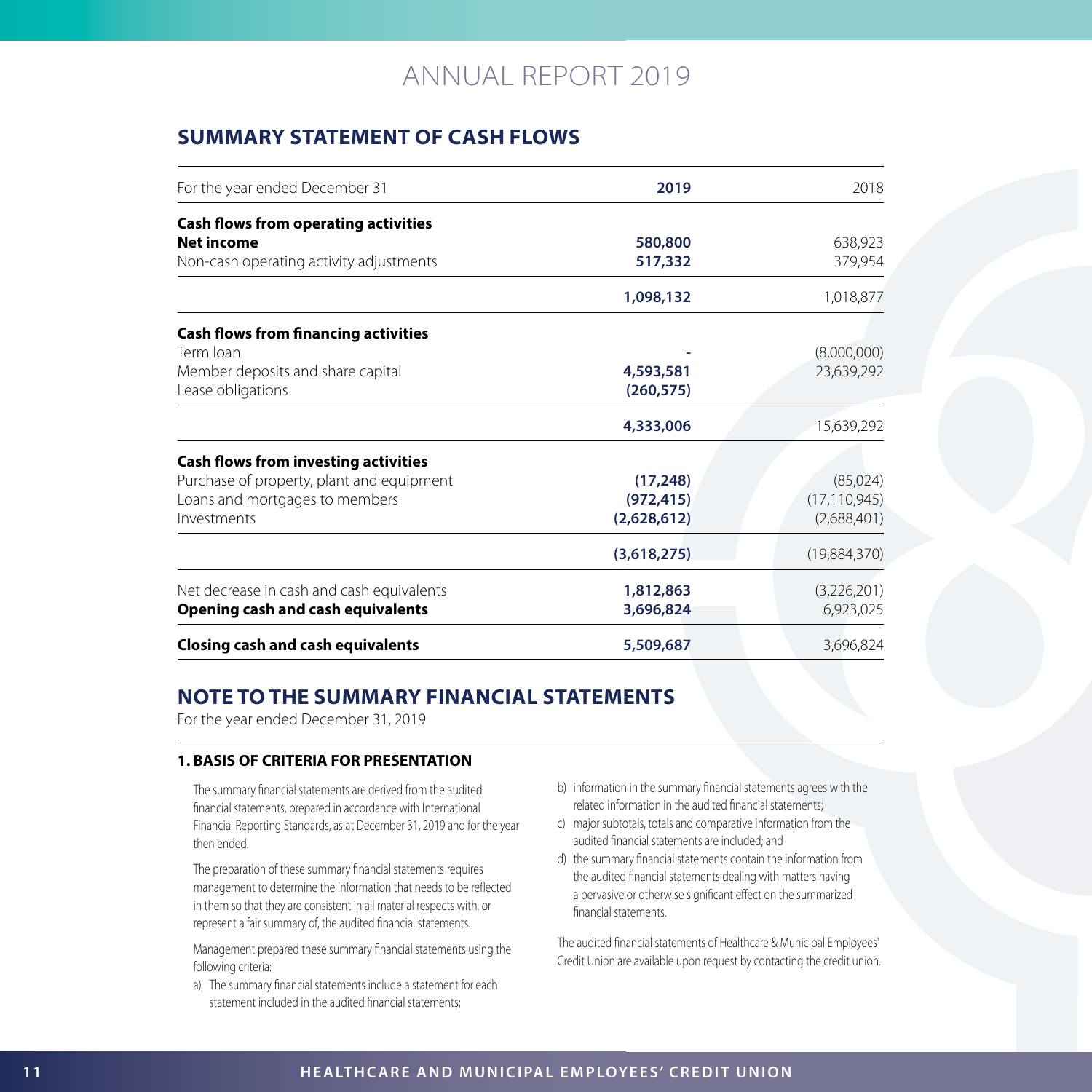# ANNUAL REPORT 2019

## SUMMARY STATEMENT OF CASH FLOWS

| For the year ended December 31 | **2019** | 2018 |
|---|---|---|
| **Cash flows from operating activities** | | |
| **Net income** | **580,800** | 638,923 |
| Non-cash operating activity adjustments | **517,332** | 379,954 |
| | **1,098,132** | 1,018,877 |
| **Cash flows from financing activities** | | |
| Term loan | - | (8,000,000) |
| Member deposits and share capital | **4,593,581** | 23,639,292 |
| Lease obligations | **(260,575)** | |
| | **4,333,006** | 15,639,292 |
| **Cash flows from investing activities** | | |
| Purchase of property, plant and equipment | **(17,248)** | (85,024) |
| Loans and mortgages to members | **(972,415)** | (17,110,945) |
| Investments | **(2,628,612)** | (2,688,401) |
| | **(3,618,275)** | (19,884,370) |
| Net decrease in cash and cash equivalents | **1,812,863** | (3,226,201) |
| **Opening cash and cash equivalents** | **3,696,824** | 6,923,025 |
| **Closing cash and cash equivalents** | **5,509,687** | 3,696,824 |

## NOTE TO THE SUMMARY FINANCIAL STATEMENTS

For the year ended December 31, 2019

### 1. BASIS OF CRITERIA FOR PRESENTATION

The summary financial statements are derived from the audited financial statements, prepared in accordance with International Financial Reporting Standards, as at December 31, 2019 and for the year then ended.

The preparation of these summary financial statements requires management to determine the information that needs to be reflected in them so that they are consistent in all material respects with, or represent a fair summary of, the audited financial statements.

Management prepared these summary financial statements using the following criteria:

a) The summary financial statements include a statement for each statement included in the audited financial statements;
b) information in the summary financial statements agrees with the related information in the audited financial statements;
c) major subtotals, totals and comparative information from the audited financial statements are included; and
d) the summary financial statements contain the information from the audited financial statements dealing with matters having a pervasive or otherwise significant effect on the summarized financial statements.

The audited financial statements of Healthcare & Municipal Employees' Credit Union are available upon request by contacting the credit union.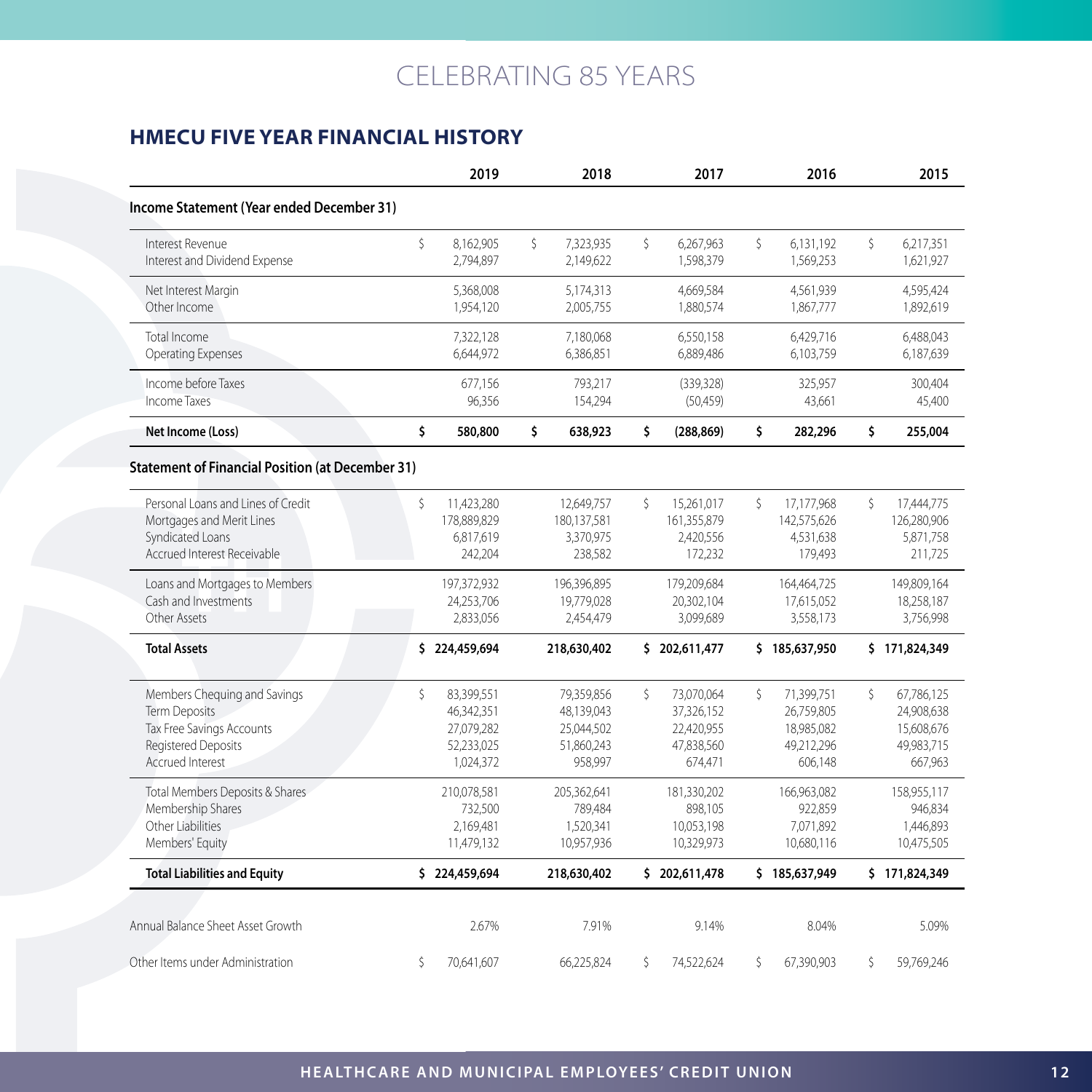# CELEBRATING 85 YEARS

## HMECU FIVE YEAR FINANCIAL HISTORY

| | 2019 | 2018 | 2017 | 2016 | 2015 |
|---|---|---|---|---|---|
| **Income Statement (Year ended December 31)** | | | | | |
| Interest Revenue | $ 8,162,905 | $ 7,323,935 | $ 6,267,963 | $ 6,131,192 | $ 6,217,351 |
| Interest and Dividend Expense | 2,794,897 | 2,149,622 | 1,598,379 | 1,569,253 | 1,621,927 |
| Net Interest Margin | 5,368,008 | 5,174,313 | 4,669,584 | 4,561,939 | 4,595,424 |
| Other Income | 1,954,120 | 2,005,755 | 1,880,574 | 1,867,777 | 1,892,619 |
| Total Income | 7,322,128 | 7,180,068 | 6,550,158 | 6,429,716 | 6,488,043 |
| Operating Expenses | 6,644,972 | 6,386,851 | 6,889,486 | 6,103,759 | 6,187,639 |
| Income before Taxes | 677,156 | 793,217 | (339,328) | 325,957 | 300,404 |
| Income Taxes | 96,356 | 154,294 | (50,459) | 43,661 | 45,400 |
| **Net Income (Loss)** | **$ 580,800** | **$ 638,923** | **$ (288,869)** | **$ 282,296** | **$ 255,004** |
| **Statement of Financial Position (at December 31)** | | | | | |
| Personal Loans and Lines of Credit | $ 11,423,280 | 12,649,757 | $ 15,261,017 | $ 17,177,968 | $ 17,444,775 |
| Mortgages and Merit Lines | 178,889,829 | 180,137,581 | 161,355,879 | 142,575,626 | 126,280,906 |
| Syndicated Loans | 6,817,619 | 3,370,975 | 2,420,556 | 4,531,638 | 5,871,758 |
| Accrued Interest Receivable | 242,204 | 238,582 | 172,232 | 179,493 | 211,725 |
| Loans and Mortgages to Members | 197,372,932 | 196,396,895 | 179,209,684 | 164,464,725 | 149,809,164 |
| Cash and Investments | 24,253,706 | 19,779,028 | 20,302,104 | 17,615,052 | 18,258,187 |
| Other Assets | 2,833,056 | 2,454,479 | 3,099,689 | 3,558,173 | 3,756,998 |
| **Total Assets** | **$ 224,459,694** | **218,630,402** | **$ 202,611,477** | **$ 185,637,950** | **$ 171,824,349** |
| Members Chequing and Savings | $ 83,399,551 | 79,359,856 | $ 73,070,064 | $ 71,399,751 | $ 67,786,125 |
| Term Deposits | 46,342,351 | 48,139,043 | 37,326,152 | 26,759,805 | 24,908,638 |
| Tax Free Savings Accounts | 27,079,282 | 25,044,502 | 22,420,955 | 18,985,082 | 15,608,676 |
| Registered Deposits | 52,233,025 | 51,860,243 | 47,838,560 | 49,212,296 | 49,983,715 |
| Accrued Interest | 1,024,372 | 958,997 | 674,471 | 606,148 | 667,963 |
| Total Members Deposits & Shares | 210,078,581 | 205,362,641 | 181,330,202 | 166,963,082 | 158,955,117 |
| Membership Shares | 732,500 | 789,484 | 898,105 | 922,859 | 946,834 |
| Other Liabilities | 2,169,481 | 1,520,341 | 10,053,198 | 7,071,892 | 1,446,893 |
| Members' Equity | 11,479,132 | 10,957,936 | 10,329,973 | 10,680,116 | 10,475,505 |
| **Total Liabilities and Equity** | **$ 224,459,694** | **218,630,402** | **$ 202,611,478** | **$ 185,637,949** | **$ 171,824,349** |
| Annual Balance Sheet Asset Growth | 2.67% | 7.91% | 9.14% | 8.04% | 5.09% |
| Other Items under Administration | $ 70,641,607 | 66,225,824 | $ 74,522,624 | $ 67,390,903 | $ 59,769,246 |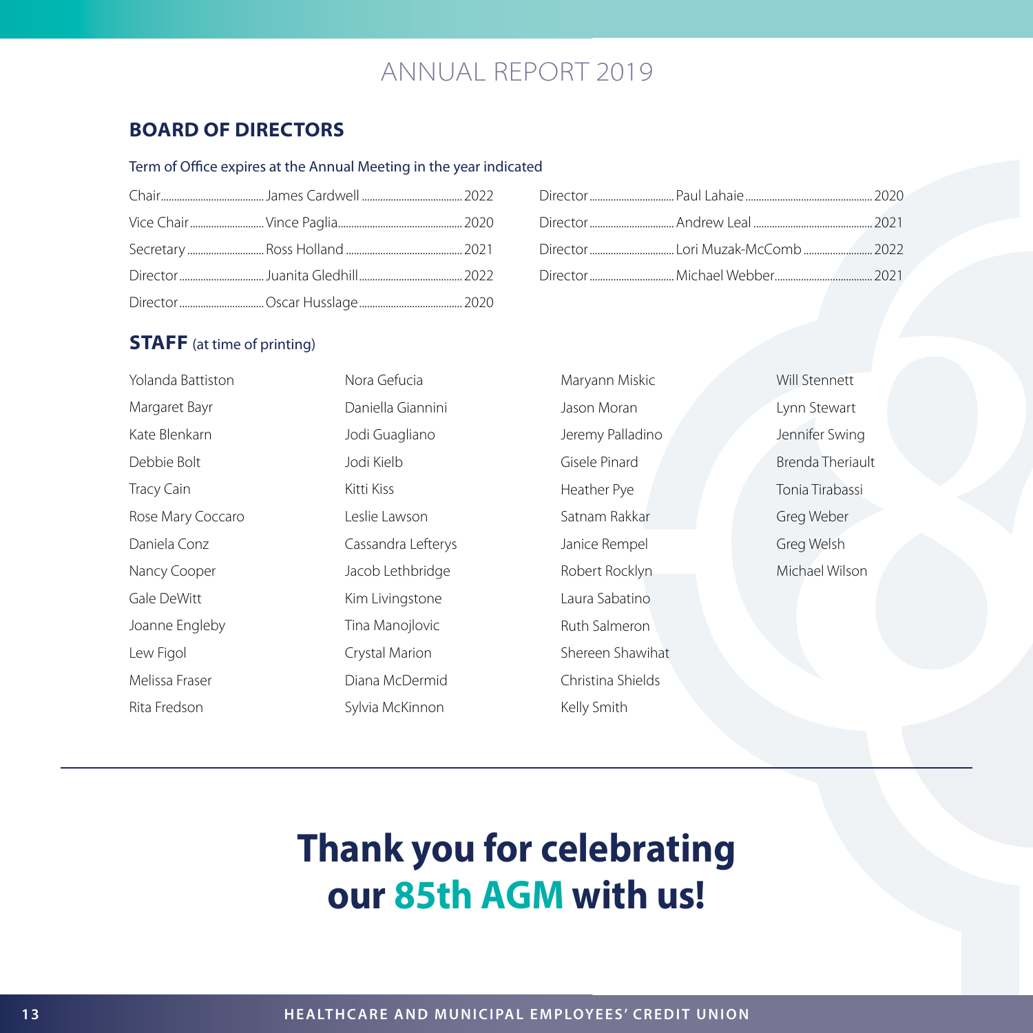# ANNUAL REPORT 2019

## BOARD OF DIRECTORS

Term of Office expires at the Annual Meeting in the year indicated

| Position | Name | Term Expires |
|---|---|---|
| Chair | James Cardwell | 2022 |
| Vice Chair | Vince Paglia | 2020 |
| Secretary | Ross Holland | 2021 |
| Director | Juanita Gledhill | 2022 |
| Director | Oscar Husslage | 2020 |
| Director | Paul Lahaie | 2020 |
| Director | Andrew Leal | 2021 |
| Director | Lori Muzak-McComb | 2022 |
| Director | Michael Webber | 2021 |

## STAFF (at time of printing)

Yolanda Battiston
Margaret Bayr
Kate Blenkarn
Debbie Bolt
Tracy Cain
Rose Mary Coccaro
Daniela Conz
Nancy Cooper
Gale DeWitt
Joanne Engleby
Lew Figol
Melissa Fraser
Rita Fredson
Nora Gefucia
Daniella Giannini
Jodi Guagliano
Jodi Kielb
Kitti Kiss
Leslie Lawson
Cassandra Lefterys
Jacob Lethbridge
Kim Livingstone
Tina Manojlovic
Crystal Marion
Diana McDermid
Sylvia McKinnon
Maryann Miskic
Jason Moran
Jeremy Palladino
Gisele Pinard
Heather Pye
Satnam Rakkar
Janice Rempel
Robert Rocklyn
Laura Sabatino
Ruth Salmeron
Shereen Shawihat
Christina Shields
Kelly Smith
Will Stennett
Lynn Stewart
Jennifer Swing
Brenda Theriault
Tonia Tirabassi
Greg Weber
Greg Welsh
Michael Wilson

---

**Thank you for celebrating our 85th AGM with us!**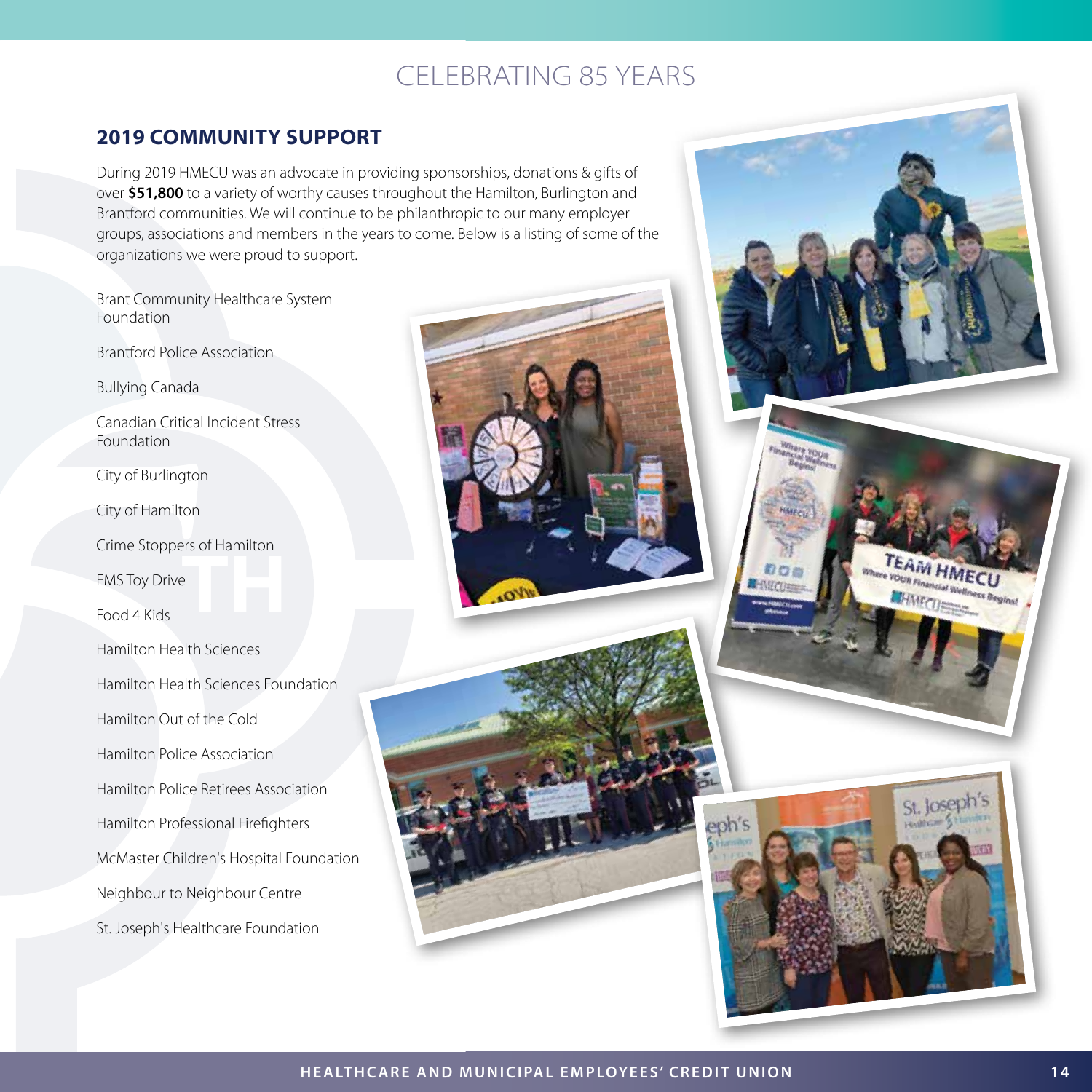# CELEBRATING 85 YEARS

## 2019 COMMUNITY SUPPORT

During 2019 HMECU was an advocate in providing sponsorships, donations & gifts of over **$51,800** to a variety of worthy causes throughout the Hamilton, Burlington and Brantford communities. We will continue to be philanthropic to our many employer groups, associations and members in the years to come. Below is a listing of some of the organizations we were proud to support.

Brant Community Healthcare System Foundation

Brantford Police Association

Bullying Canada

Canadian Critical Incident Stress Foundation

City of Burlington

City of Hamilton

Crime Stoppers of Hamilton

EMS Toy Drive

Food 4 Kids

Hamilton Health Sciences

Hamilton Health Sciences Foundation

Hamilton Out of the Cold

Hamilton Police Association

Hamilton Police Retirees Association

Hamilton Professional Firefighters

McMaster Children's Hospital Foundation

Neighbour to Neighbour Centre

St. Joseph's Healthcare Foundation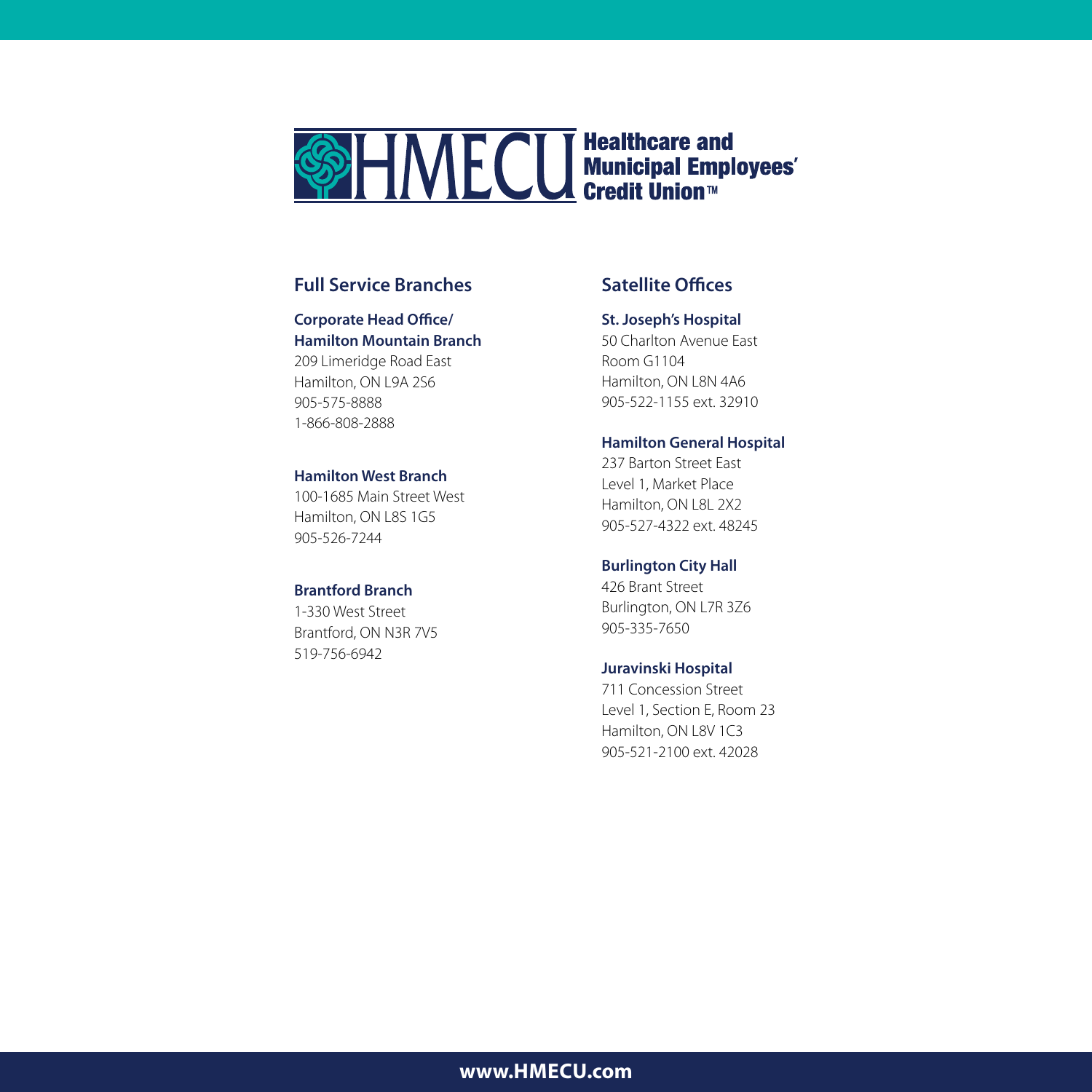HMECU Healthcare and Municipal Employees' Credit Union™

## Full Service Branches

**Corporate Head Office/
Hamilton Mountain Branch**
209 Limeridge Road East
Hamilton, ON L9A 2S6
905-575-8888
1-866-808-2888

**Hamilton West Branch**
100-1685 Main Street West
Hamilton, ON L8S 1G5
905-526-7244

**Brantford Branch**
1-330 West Street
Brantford, ON N3R 7V5
519-756-6942

## Satellite Offices

**St. Joseph's Hospital**
50 Charlton Avenue East
Room G1104
Hamilton, ON L8N 4A6
905-522-1155 ext. 32910

**Hamilton General Hospital**
237 Barton Street East
Level 1, Market Place
Hamilton, ON L8L 2X2
905-527-4322 ext. 48245

**Burlington City Hall**
426 Brant Street
Burlington, ON L7R 3Z6
905-335-7650

**Juravinski Hospital**
711 Concession Street
Level 1, Section E, Room 23
Hamilton, ON L8V 1C3
905-521-2100 ext. 42028

**www.HMECU.com**